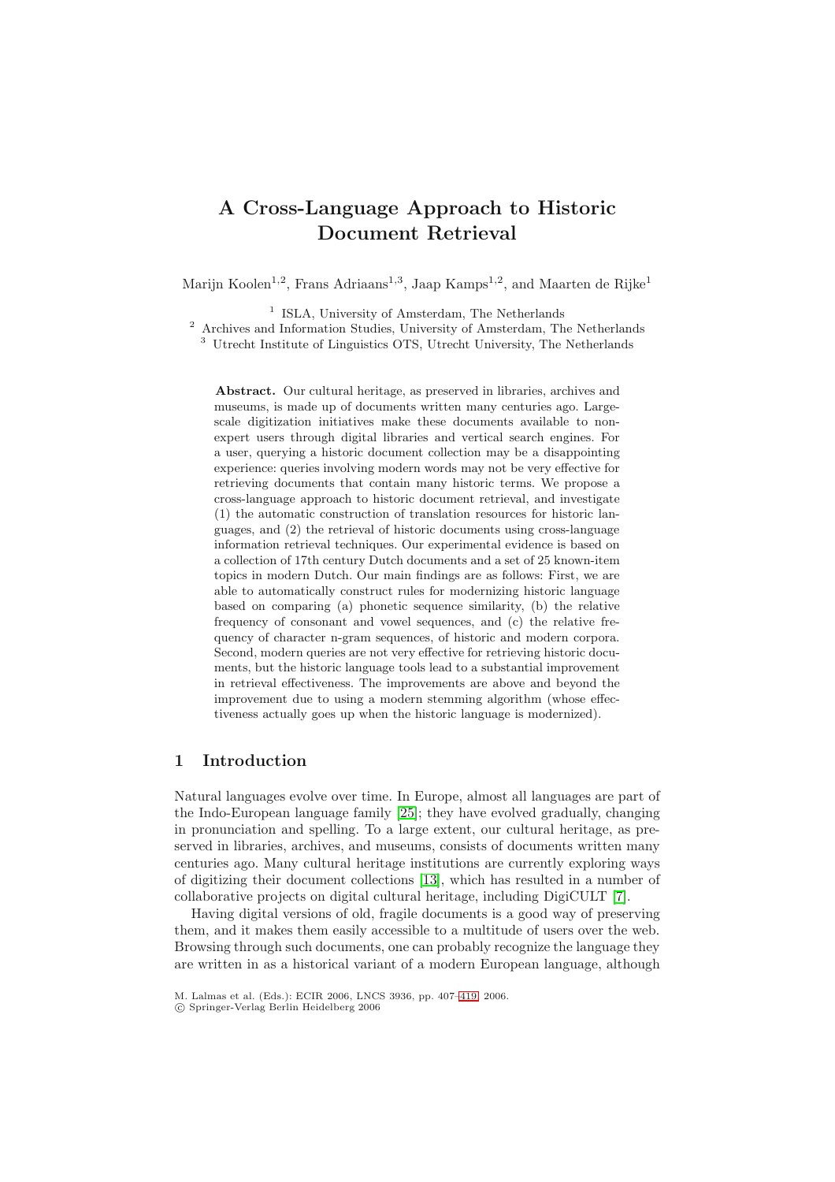# A Cross-Language Approach to Historic Document Retrieval

Marijn Koolen[1,2], Frans Adriaans[1,3], Jaap Kamps[1,2], and Maarten de Rijke[1]

[1] ISLA, University of Amsterdam, The Netherlands
[2] Archives and Information Studies, University of Amsterdam, The Netherlands
[3] Utrecht Institute of Linguistics OTS, Utrecht University, The Netherlands

**Abstract.** Our cultural heritage, as preserved in libraries, archives and museums, is made up of documents written many centuries ago. Large-scale digitization initiatives make these documents available to non-expert users through digital libraries and vertical search engines. For a user, querying a historic document collection may be a disappointing experience: queries involving modern words may not be very effective for retrieving documents that contain many historic terms. We propose a cross-language approach to historic document retrieval, and investigate (1) the automatic construction of translation resources for historic languages, and (2) the retrieval of historic documents using cross-language information retrieval techniques. Our experimental evidence is based on a collection of 17th century Dutch documents and a set of 25 known-item topics in modern Dutch. Our main findings are as follows: First, we are able to automatically construct rules for modernizing historic language based on comparing (a) phonetic sequence similarity, (b) the relative frequency of consonant and vowel sequences, and (c) the relative frequency of character n-gram sequences, of historic and modern corpora. Second, modern queries are not very effective for retrieving historic documents, but the historic language tools lead to a substantial improvement in retrieval effectiveness. The improvements are above and beyond the improvement due to using a modern stemming algorithm (whose effectiveness actually goes up when the historic language is modernized).

## 1 Introduction

Natural languages evolve over time. In Europe, almost all languages are part of the Indo-European language family [25]; they have evolved gradually, changing in pronunciation and spelling. To a large extent, our cultural heritage, as preserved in libraries, archives, and museums, consists of documents written many centuries ago. Many cultural heritage institutions are currently exploring ways of digitizing their document collections [13], which has resulted in a number of collaborative projects on digital cultural heritage, including DigiCULT [7].

Having digital versions of old, fragile documents is a good way of preserving them, and it makes them easily accessible to a multitude of users over the web. Browsing through such documents, one can probably recognize the language they are written in as a historical variant of a modern European language, although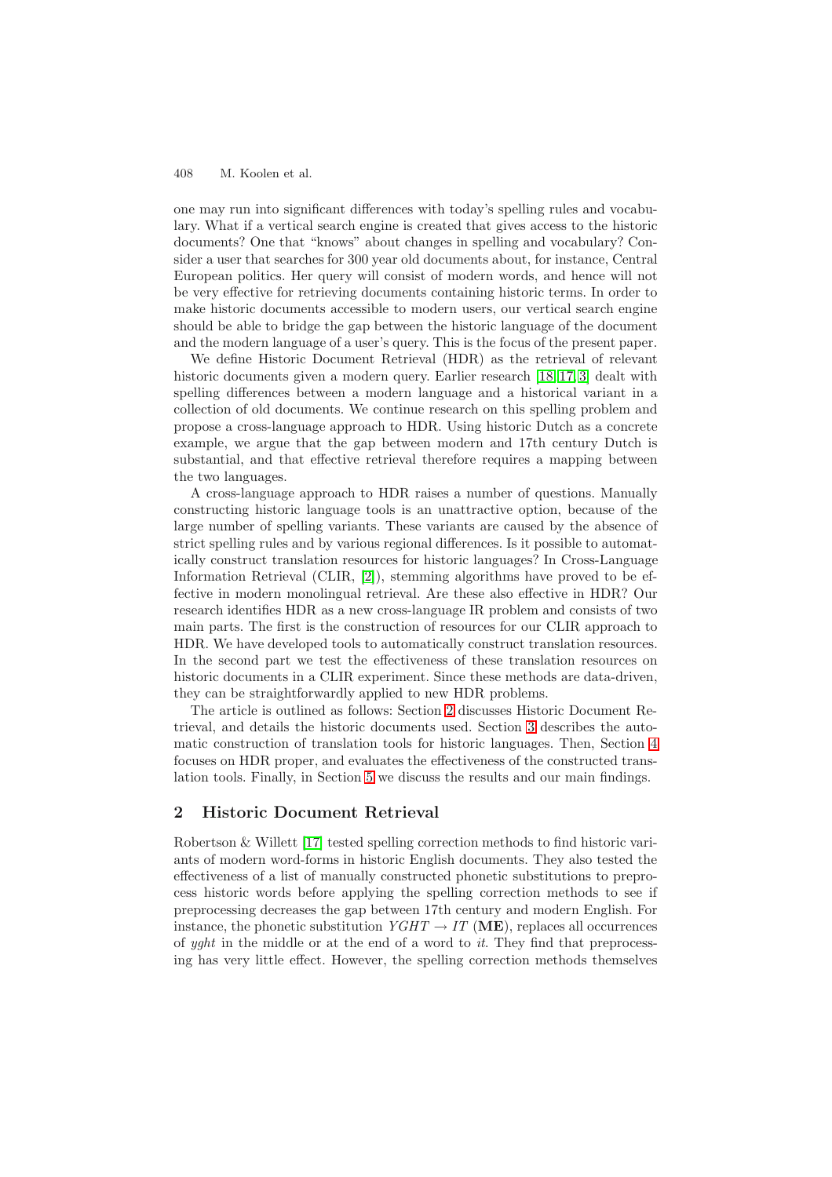one may run into significant differences with today's spelling rules and vocabulary. What if a vertical search engine is created that gives access to the historic documents? One that "knows" about changes in spelling and vocabulary? Consider a user that searches for 300 year old documents about, for instance, Central European politics. Her query will consist of modern words, and hence will not be very effective for retrieving documents containing historic terms. In order to make historic documents accessible to modern users, our vertical search engine should be able to bridge the gap between the historic language of the document and the modern language of a user's query. This is the focus of the present paper.

We define Historic Document Retrieval (HDR) as the retrieval of relevant historic documents given a modern query. Earlier research [18, 17, 3] dealt with spelling differences between a modern language and a historical variant in a collection of old documents. We continue research on this spelling problem and propose a cross-language approach to HDR. Using historic Dutch as a concrete example, we argue that the gap between modern and 17th century Dutch is substantial, and that effective retrieval therefore requires a mapping between the two languages.

A cross-language approach to HDR raises a number of questions. Manually constructing historic language tools is an unattractive option, because of the large number of spelling variants. These variants are caused by the absence of strict spelling rules and by various regional differences. Is it possible to automatically construct translation resources for historic languages? In Cross-Language Information Retrieval (CLIR, [2]), stemming algorithms have proved to be effective in modern monolingual retrieval. Are these also effective in HDR? Our research identifies HDR as a new cross-language IR problem and consists of two main parts. The first is the construction of resources for our CLIR approach to HDR. We have developed tools to automatically construct translation resources. In the second part we test the effectiveness of these translation resources on historic documents in a CLIR experiment. Since these methods are data-driven, they can be straightforwardly applied to new HDR problems.

The article is outlined as follows: Section 2 discusses Historic Document Retrieval, and details the historic documents used. Section 3 describes the automatic construction of translation tools for historic languages. Then, Section 4 focuses on HDR proper, and evaluates the effectiveness of the constructed translation tools. Finally, in Section 5 we discuss the results and our main findings.

## 2 Historic Document Retrieval

Robertson & Willett [17] tested spelling correction methods to find historic variants of modern word-forms in historic English documents. They also tested the effectiveness of a list of manually constructed phonetic substitutions to preprocess historic words before applying the spelling correction methods to see if preprocessing decreases the gap between 17th century and modern English. For instance, the phonetic substitution $YGHT \rightarrow IT$ (**ME**), replaces all occurrences of *yght* in the middle or at the end of a word to *it*. They find that preprocessing has very little effect. However, the spelling correction methods themselves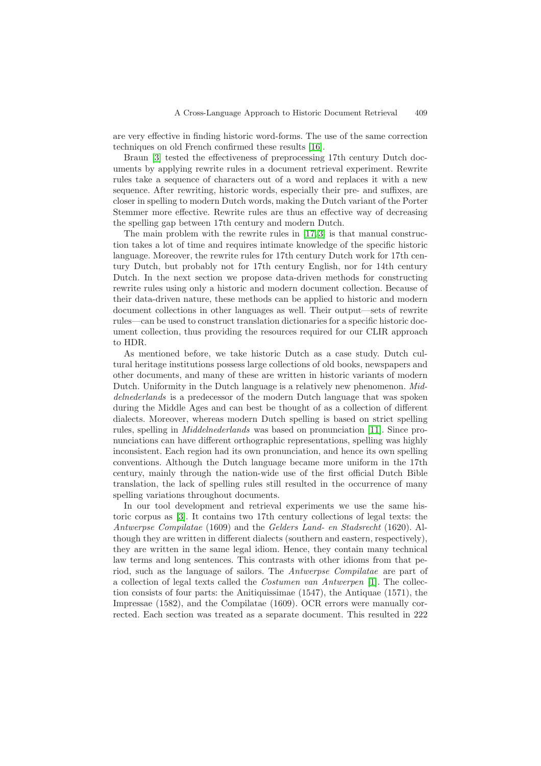are very effective in finding historic word-forms. The use of the same correction techniques on old French confirmed these results [16].

Braun [3] tested the effectiveness of preprocessing 17th century Dutch documents by applying rewrite rules in a document retrieval experiment. Rewrite rules take a sequence of characters out of a word and replaces it with a new sequence. After rewriting, historic words, especially their pre- and suffixes, are closer in spelling to modern Dutch words, making the Dutch variant of the Porter Stemmer more effective. Rewrite rules are thus an effective way of decreasing the spelling gap between 17th century and modern Dutch.

The main problem with the rewrite rules in [17,3] is that manual construction takes a lot of time and requires intimate knowledge of the specific historic language. Moreover, the rewrite rules for 17th century Dutch work for 17th century Dutch, but probably not for 17th century English, nor for 14th century Dutch. In the next section we propose data-driven methods for constructing rewrite rules using only a historic and modern document collection. Because of their data-driven nature, these methods can be applied to historic and modern document collections in other languages as well. Their output—sets of rewrite rules—can be used to construct translation dictionaries for a specific historic document collection, thus providing the resources required for our CLIR approach to HDR.

As mentioned before, we take historic Dutch as a case study. Dutch cultural heritage institutions possess large collections of old books, newspapers and other documents, and many of these are written in historic variants of modern Dutch. Uniformity in the Dutch language is a relatively new phenomenon. *Middelnederlands* is a predecessor of the modern Dutch language that was spoken during the Middle Ages and can best be thought of as a collection of different dialects. Moreover, whereas modern Dutch spelling is based on strict spelling rules, spelling in *Middelnederlands* was based on pronunciation [11]. Since pronunciations can have different orthographic representations, spelling was highly inconsistent. Each region had its own pronunciation, and hence its own spelling conventions. Although the Dutch language became more uniform in the 17th century, mainly through the nation-wide use of the first official Dutch Bible translation, the lack of spelling rules still resulted in the occurrence of many spelling variations throughout documents.

In our tool development and retrieval experiments we use the same historic corpus as [3]. It contains two 17th century collections of legal texts: the *Antwerpse Compilatae* (1609) and the *Gelders Land- en Stadsrecht* (1620). Although they are written in different dialects (southern and eastern, respectively), they are written in the same legal idiom. Hence, they contain many technical law terms and long sentences. This contrasts with other idioms from that period, such as the language of sailors. The *Antwerpse Compilatae* are part of a collection of legal texts called the *Costumen van Antwerpen* [1]. The collection consists of four parts: the Anitiquissimae (1547), the Antiquae (1571), the Impressae (1582), and the Compilatae (1609). OCR errors were manually corrected. Each section was treated as a separate document. This resulted in 222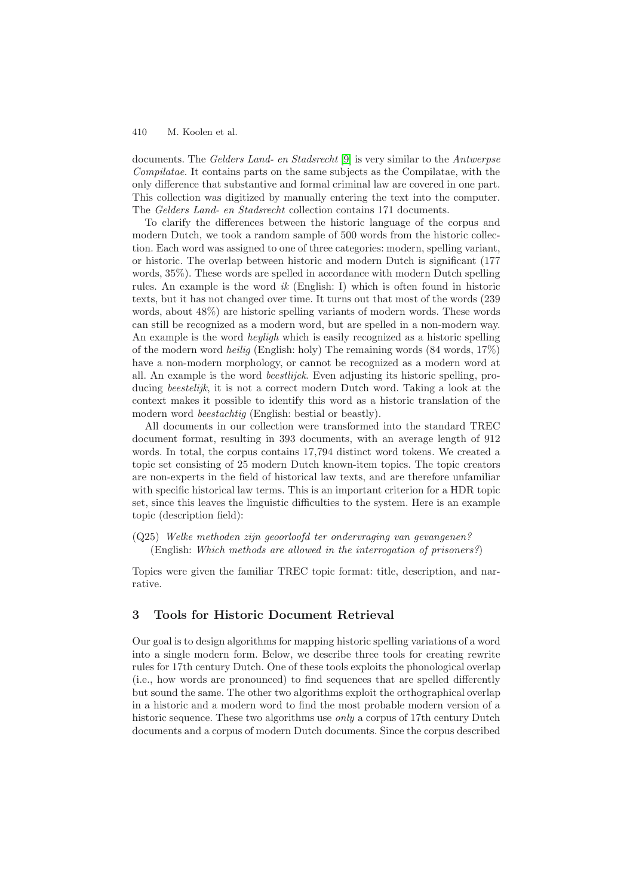documents. The *Gelders Land- en Stadsrecht* [9] is very similar to the *Antwerpse Compilatae*. It contains parts on the same subjects as the Compilatae, with the only difference that substantive and formal criminal law are covered in one part. This collection was digitized by manually entering the text into the computer. The *Gelders Land- en Stadsrecht* collection contains 171 documents.

To clarify the differences between the historic language of the corpus and modern Dutch, we took a random sample of 500 words from the historic collection. Each word was assigned to one of three categories: modern, spelling variant, or historic. The overlap between historic and modern Dutch is significant (177 words, 35%). These words are spelled in accordance with modern Dutch spelling rules. An example is the word *ik* (English: I) which is often found in historic texts, but it has not changed over time. It turns out that most of the words (239 words, about 48%) are historic spelling variants of modern words. These words can still be recognized as a modern word, but are spelled in a non-modern way. An example is the word *heyligh* which is easily recognized as a historic spelling of the modern word *heilig* (English: holy) The remaining words (84 words, 17%) have a non-modern morphology, or cannot be recognized as a modern word at all. An example is the word *beestlijck*. Even adjusting its historic spelling, producing *beestelijk*, it is not a correct modern Dutch word. Taking a look at the context makes it possible to identify this word as a historic translation of the modern word *beestachtig* (English: bestial or beastly).

All documents in our collection were transformed into the standard TREC document format, resulting in 393 documents, with an average length of 912 words. In total, the corpus contains 17,794 distinct word tokens. We created a topic set consisting of 25 modern Dutch known-item topics. The topic creators are non-experts in the field of historical law texts, and are therefore unfamiliar with specific historical law terms. This is an important criterion for a HDR topic set, since this leaves the linguistic difficulties to the system. Here is an example topic (description field):

(Q25) *Welke methoden zijn geoorloofd ter ondervraging van gevangenen?*
(English: *Which methods are allowed in the interrogation of prisoners?*)

Topics were given the familiar TREC topic format: title, description, and narrative.

## 3 Tools for Historic Document Retrieval

Our goal is to design algorithms for mapping historic spelling variations of a word into a single modern form. Below, we describe three tools for creating rewrite rules for 17th century Dutch. One of these tools exploits the phonological overlap (i.e., how words are pronounced) to find sequences that are spelled differently but sound the same. The other two algorithms exploit the orthographical overlap in a historic and a modern word to find the most probable modern version of a historic sequence. These two algorithms use *only* a corpus of 17th century Dutch documents and a corpus of modern Dutch documents. Since the corpus described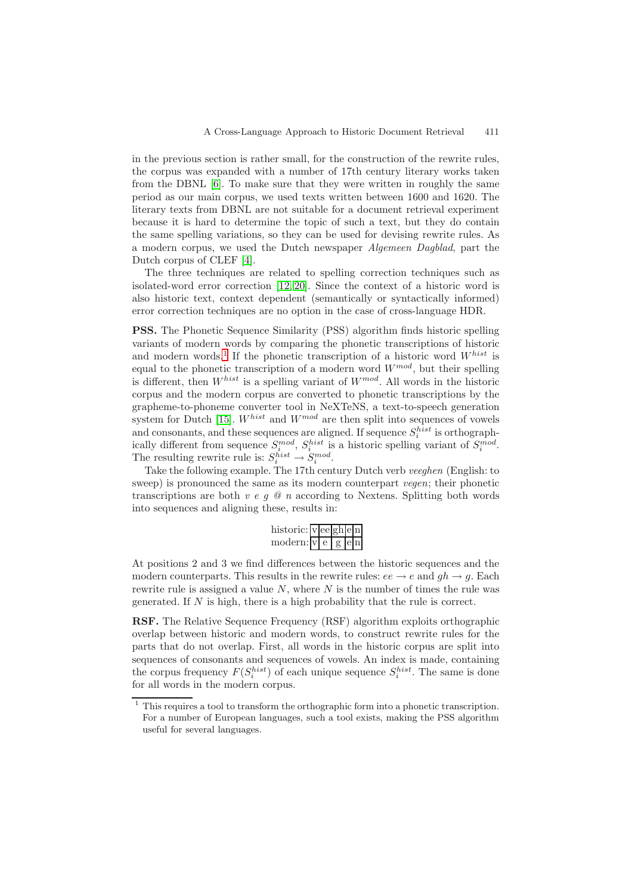in the previous section is rather small, for the construction of the rewrite rules, the corpus was expanded with a number of 17th century literary works taken from the DBNL [6]. To make sure that they were written in roughly the same period as our main corpus, we used texts written between 1600 and 1620. The literary texts from DBNL are not suitable for a document retrieval experiment because it is hard to determine the topic of such a text, but they do contain the same spelling variations, so they can be used for devising rewrite rules. As a modern corpus, we used the Dutch newspaper *Algemeen Dagblad*, part the Dutch corpus of CLEF [4].

The three techniques are related to spelling correction techniques such as isolated-word error correction [12,20]. Since the context of a historic word is also historic text, context dependent (semantically or syntactically informed) error correction techniques are no option in the case of cross-language HDR.

**PSS.** The Phonetic Sequence Similarity (PSS) algorithm finds historic spelling variants of modern words by comparing the phonetic transcriptions of historic and modern words.[1] If the phonetic transcription of a historic word $W^{hist}$ is equal to the phonetic transcription of a modern word $W^{mod}$, but their spelling is different, then $W^{hist}$ is a spelling variant of $W^{mod}$. All words in the historic corpus and the modern corpus are converted to phonetic transcriptions by the grapheme-to-phoneme converter tool in NeXTeNS, a text-to-speech generation system for Dutch [15]. $W^{hist}$ and $W^{mod}$ are then split into sequences of vowels and consonants, and these sequences are aligned. If sequence $S_i^{hist}$ is orthographically different from sequence $S_i^{mod}$, $S_i^{hist}$ is a historic spelling variant of $S_i^{mod}$. The resulting rewrite rule is: $S_i^{hist} \rightarrow S_i^{mod}$.

Take the following example. The 17th century Dutch verb *veeghen* (English: to sweep) is pronounced the same as its modern counterpart *vegen*; their phonetic transcriptions are both *v e g @ n* according to Nextens. Splitting both words into sequences and aligning these, results in:

| | | | | | |
|---|---|---|---|---|---|
| historic: | v | ee | gh | e | n |
| modern: | v | e | g | e | n |

At positions 2 and 3 we find differences between the historic sequences and the modern counterparts. This results in the rewrite rules: $ee \rightarrow e$ and $gh \rightarrow g$. Each rewrite rule is assigned a value $N$, where $N$ is the number of times the rule was generated. If $N$ is high, there is a high probability that the rule is correct.

**RSF.** The Relative Sequence Frequency (RSF) algorithm exploits orthographic overlap between historic and modern words, to construct rewrite rules for the parts that do not overlap. First, all words in the historic corpus are split into sequences of consonants and sequences of vowels. An index is made, containing the corpus frequency $F(S_i^{hist})$ of each unique sequence $S_i^{hist}$. The same is done for all words in the modern corpus.

[1] This requires a tool to transform the orthographic form into a phonetic transcription. For a number of European languages, such a tool exists, making the PSS algorithm useful for several languages.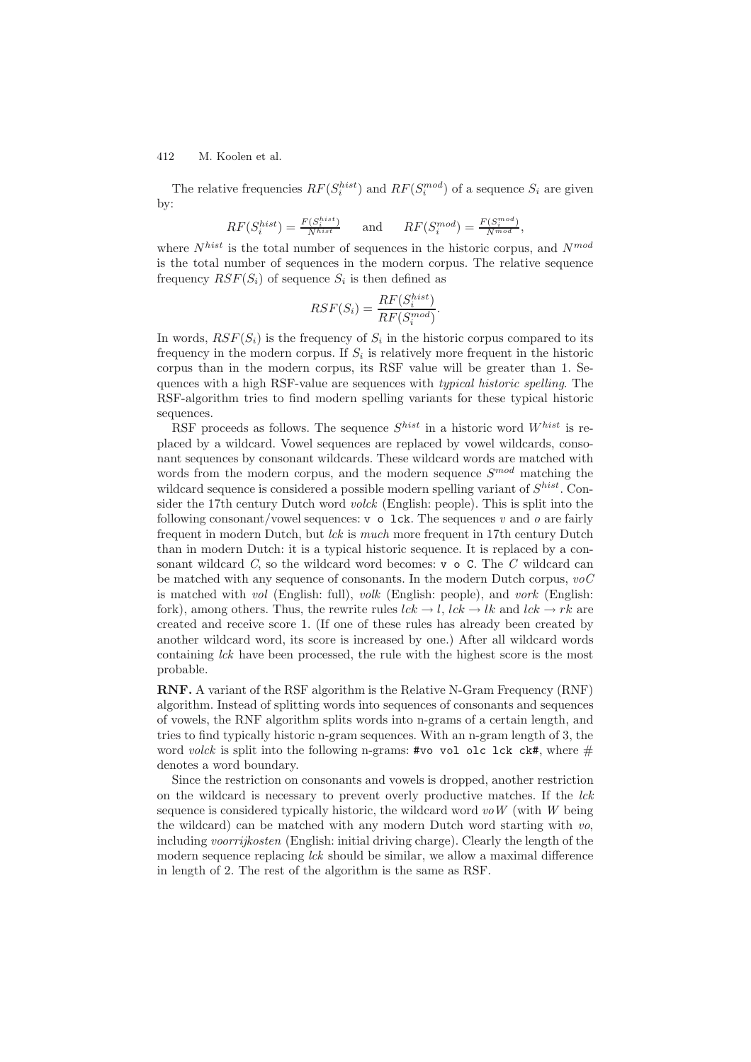The relative frequencies $RF(S_i^{hist})$ and $RF(S_i^{mod})$ of a sequence $S_i$ are given by:

$$RF(S_i^{hist}) = \frac{F(S_i^{hist})}{N^{hist}} \qquad \text{and} \qquad RF(S_i^{mod}) = \frac{F(S_i^{mod})}{N^{mod}},$$

where $N^{hist}$ is the total number of sequences in the historic corpus, and $N^{mod}$ is the total number of sequences in the modern corpus. The relative sequence frequency $RSF(S_i)$ of sequence $S_i$ is then defined as

$$RSF(S_i) = \frac{RF(S_i^{hist})}{RF(S_i^{mod})}.$$

In words, $RSF(S_i)$ is the frequency of $S_i$ in the historic corpus compared to its frequency in the modern corpus. If $S_i$ is relatively more frequent in the historic corpus than in the modern corpus, its RSF value will be greater than 1. Sequences with a high RSF-value are sequences with *typical historic spelling*. The RSF-algorithm tries to find modern spelling variants for these typical historic sequences.

RSF proceeds as follows. The sequence $S^{hist}$ in a historic word $W^{hist}$ is replaced by a wildcard. Vowel sequences are replaced by vowel wildcards, consonant sequences by consonant wildcards. These wildcard words are matched with words from the modern corpus, and the modern sequence $S^{mod}$ matching the wildcard sequence is considered a possible modern spelling variant of $S^{hist}$. Consider the 17th century Dutch word *volck* (English: people). This is split into the following consonant/vowel sequences: `v o lck`. The sequences *v* and *o* are fairly frequent in modern Dutch, but *lck* is *much* more frequent in 17th century Dutch than in modern Dutch: it is a typical historic sequence. It is replaced by a consonant wildcard *C*, so the wildcard word becomes: `v o C`. The *C* wildcard can be matched with any sequence of consonants. In the modern Dutch corpus, *voC* is matched with *vol* (English: full), *volk* (English: people), and *vork* (English: fork), among others. Thus, the rewrite rules $lck \rightarrow l$, $lck \rightarrow lk$ and $lck \rightarrow rk$ are created and receive score 1. (If one of these rules has already been created by another wildcard word, its score is increased by one.) After all wildcard words containing *lck* have been processed, the rule with the highest score is the most probable.

**RNF.** A variant of the RSF algorithm is the Relative N-Gram Frequency (RNF) algorithm. Instead of splitting words into sequences of consonants and sequences of vowels, the RNF algorithm splits words into n-grams of a certain length, and tries to find typically historic n-gram sequences. With an n-gram length of 3, the word *volck* is split into the following n-grams: `#vo vol olc lck ck#`, where # denotes a word boundary.

Since the restriction on consonants and vowels is dropped, another restriction on the wildcard is necessary to prevent overly productive matches. If the *lck* sequence is considered typically historic, the wildcard word *voW* (with *W* being the wildcard) can be matched with any modern Dutch word starting with *vo*, including *voorrijkosten* (English: initial driving charge). Clearly the length of the modern sequence replacing *lck* should be similar, we allow a maximal difference in length of 2. The rest of the algorithm is the same as RSF.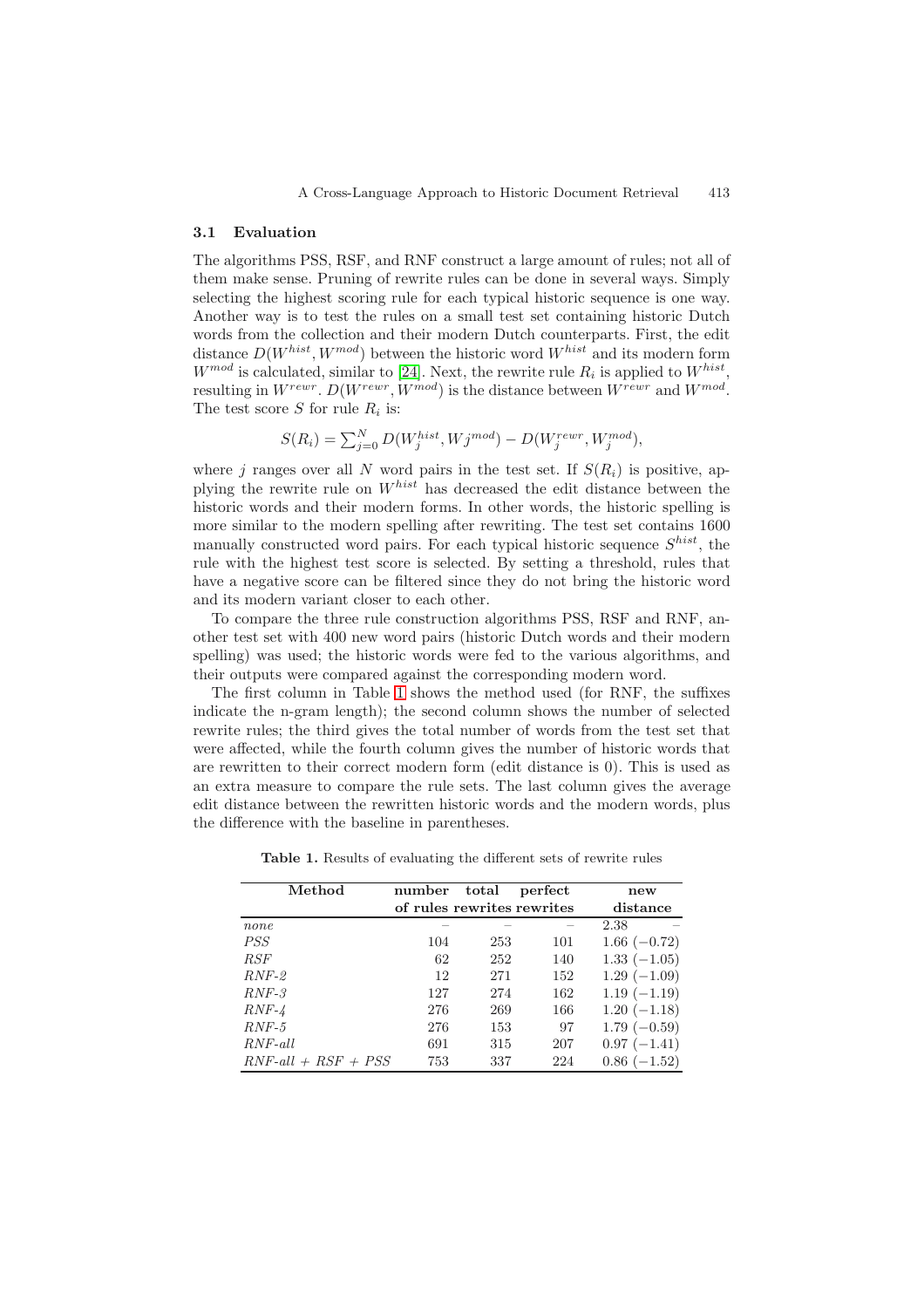### 3.1 Evaluation

The algorithms PSS, RSF, and RNF construct a large amount of rules; not all of them make sense. Pruning of rewrite rules can be done in several ways. Simply selecting the highest scoring rule for each typical historic sequence is one way. Another way is to test the rules on a small test set containing historic Dutch words from the collection and their modern Dutch counterparts. First, the edit distance $D(W^{hist}, W^{mod})$ between the historic word $W^{hist}$ and its modern form $W^{mod}$ is calculated, similar to [24]. Next, the rewrite rule $R_i$ is applied to $W^{hist}$, resulting in $W^{rewr}$. $D(W^{rewr}, W^{mod})$ is the distance between $W^{rewr}$ and $W^{mod}$. The test score $S$ for rule $R_i$ is:

$$S(R_i) = \sum_{j=0}^{N} D(W_j^{hist}, Wj^{mod}) - D(W_j^{rewr}, W_j^{mod}),$$

where $j$ ranges over all $N$ word pairs in the test set. If $S(R_i)$ is positive, applying the rewrite rule on $W^{hist}$ has decreased the edit distance between the historic words and their modern forms. In other words, the historic spelling is more similar to the modern spelling after rewriting. The test set contains 1600 manually constructed word pairs. For each typical historic sequence $S^{hist}$, the rule with the highest test score is selected. By setting a threshold, rules that have a negative score can be filtered since they do not bring the historic word and its modern variant closer to each other.

To compare the three rule construction algorithms PSS, RSF and RNF, another test set with 400 new word pairs (historic Dutch words and their modern spelling) was used; the historic words were fed to the various algorithms, and their outputs were compared against the corresponding modern word.

The first column in Table 1 shows the method used (for RNF, the suffixes indicate the n-gram length); the second column shows the number of selected rewrite rules; the third gives the total number of words from the test set that were affected, while the fourth column gives the number of historic words that are rewritten to their correct modern form (edit distance is 0). This is used as an extra measure to compare the rule sets. The last column gives the average edit distance between the rewritten historic words and the modern words, plus the difference with the baseline in parentheses.

**Table 1.** Results of evaluating the different sets of rewrite rules

| Method | number of rules | total rewrites | perfect rewrites | new distance |
|---|---|---|---|---|
| *none* | – | – | – | 2.38 – |
| *PSS* | 104 | 253 | 101 | 1.66 (−0.72) |
| *RSF* | 62 | 252 | 140 | 1.33 (−1.05) |
| *RNF-2* | 12 | 271 | 152 | 1.29 (−1.09) |
| *RNF-3* | 127 | 274 | 162 | 1.19 (−1.19) |
| *RNF-4* | 276 | 269 | 166 | 1.20 (−1.18) |
| *RNF-5* | 276 | 153 | 97 | 1.79 (−0.59) |
| *RNF-all* | 691 | 315 | 207 | 0.97 (−1.41) |
| *RNF-all + RSF + PSS* | 753 | 337 | 224 | 0.86 (−1.52) |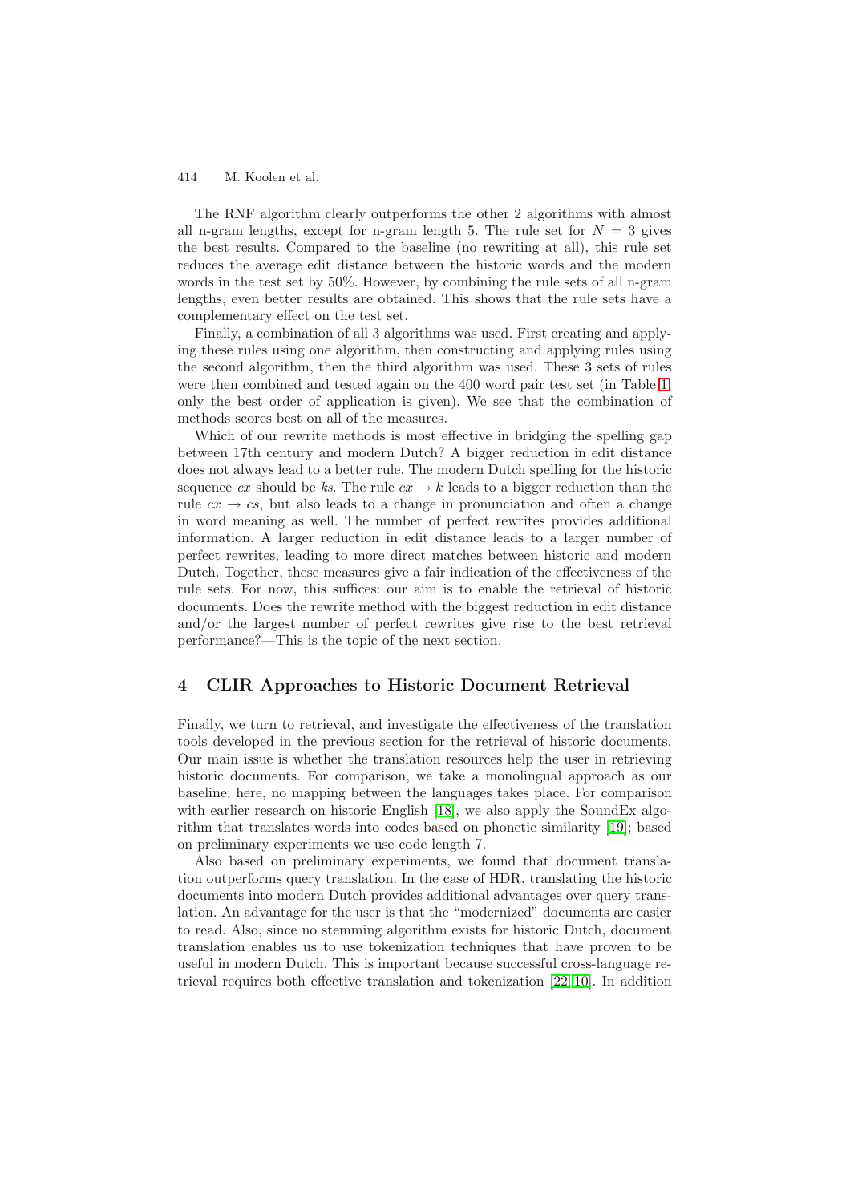The RNF algorithm clearly outperforms the other 2 algorithms with almost all n-gram lengths, except for n-gram length 5. The rule set for $N = 3$ gives the best results. Compared to the baseline (no rewriting at all), this rule set reduces the average edit distance between the historic words and the modern words in the test set by 50%. However, by combining the rule sets of all n-gram lengths, even better results are obtained. This shows that the rule sets have a complementary effect on the test set.

Finally, a combination of all 3 algorithms was used. First creating and applying these rules using one algorithm, then constructing and applying rules using the second algorithm, then the third algorithm was used. These 3 sets of rules were then combined and tested again on the 400 word pair test set (in Table 1, only the best order of application is given). We see that the combination of methods scores best on all of the measures.

Which of our rewrite methods is most effective in bridging the spelling gap between 17th century and modern Dutch? A bigger reduction in edit distance does not always lead to a better rule. The modern Dutch spelling for the historic sequence *cx* should be *ks*. The rule $cx \rightarrow k$ leads to a bigger reduction than the rule $cx \rightarrow cs$, but also leads to a change in pronunciation and often a change in word meaning as well. The number of perfect rewrites provides additional information. A larger reduction in edit distance leads to a larger number of perfect rewrites, leading to more direct matches between historic and modern Dutch. Together, these measures give a fair indication of the effectiveness of the rule sets. For now, this suffices: our aim is to enable the retrieval of historic documents. Does the rewrite method with the biggest reduction in edit distance and/or the largest number of perfect rewrites give rise to the best retrieval performance?—This is the topic of the next section.

## 4 CLIR Approaches to Historic Document Retrieval

Finally, we turn to retrieval, and investigate the effectiveness of the translation tools developed in the previous section for the retrieval of historic documents. Our main issue is whether the translation resources help the user in retrieving historic documents. For comparison, we take a monolingual approach as our baseline; here, no mapping between the languages takes place. For comparison with earlier research on historic English [18], we also apply the SoundEx algorithm that translates words into codes based on phonetic similarity [19]; based on preliminary experiments we use code length 7.

Also based on preliminary experiments, we found that document translation outperforms query translation. In the case of HDR, translating the historic documents into modern Dutch provides additional advantages over query translation. An advantage for the user is that the "modernized" documents are easier to read. Also, since no stemming algorithm exists for historic Dutch, document translation enables us to use tokenization techniques that have proven to be useful in modern Dutch. This is important because successful cross-language retrieval requires both effective translation and tokenization [22,10]. In addition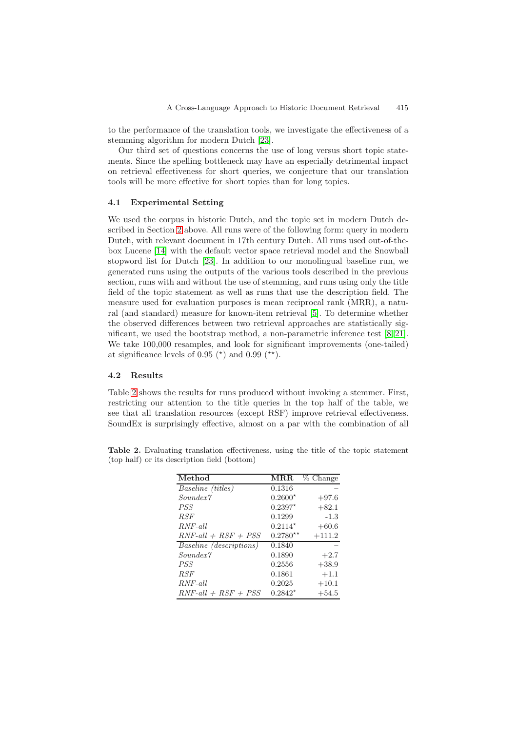to the performance of the translation tools, we investigate the effectiveness of a stemming algorithm for modern Dutch [23].

Our third set of questions concerns the use of long versus short topic statements. Since the spelling bottleneck may have an especially detrimental impact on retrieval effectiveness for short queries, we conjecture that our translation tools will be more effective for short topics than for long topics.

### 4.1 Experimental Setting

We used the corpus in historic Dutch, and the topic set in modern Dutch described in Section 2 above. All runs were of the following form: query in modern Dutch, with relevant document in 17th century Dutch. All runs used out-of-the-box Lucene [14] with the default vector space retrieval model and the Snowball stopword list for Dutch [23]. In addition to our monolingual baseline run, we generated runs using the outputs of the various tools described in the previous section, runs with and without the use of stemming, and runs using only the title field of the topic statement as well as runs that use the description field. The measure used for evaluation purposes is mean reciprocal rank (MRR), a natural (and standard) measure for known-item retrieval [5]. To determine whether the observed differences between two retrieval approaches are statistically significant, we used the bootstrap method, a non-parametric inference test [8,21]. We take 100,000 resamples, and look for significant improvements (one-tailed) at significance levels of 0.95 ($^\star$) and 0.99 ($^{\star\star}$).

### 4.2 Results

Table 2 shows the results for runs produced without invoking a stemmer. First, restricting our attention to the title queries in the top half of the table, we see that all translation resources (except RSF) improve retrieval effectiveness. SoundEx is surprisingly effective, almost on a par with the combination of all

**Table 2.** Evaluating translation effectiveness, using the title of the topic statement (top half) or its description field (bottom)

| Method | MRR | % Change |
|---|---|---|
| *Baseline (titles)* | 0.1316 | – |
| *Soundex7* | 0.2600$^\star$ | +97.6 |
| *PSS* | 0.2397$^\star$ | +82.1 |
| *RSF* | 0.1299 | -1.3 |
| *RNF-all* | 0.2114$^\star$ | +60.6 |
| *RNF-all + RSF + PSS* | 0.2780$^{\star\star}$ | +111.2 |
| *Baseline (descriptions)* | 0.1840 | – |
| *Soundex7* | 0.1890 | +2.7 |
| *PSS* | 0.2556 | +38.9 |
| *RSF* | 0.1861 | +1.1 |
| *RNF-all* | 0.2025 | +10.1 |
| *RNF-all + RSF + PSS* | 0.2842$^\star$ | +54.5 |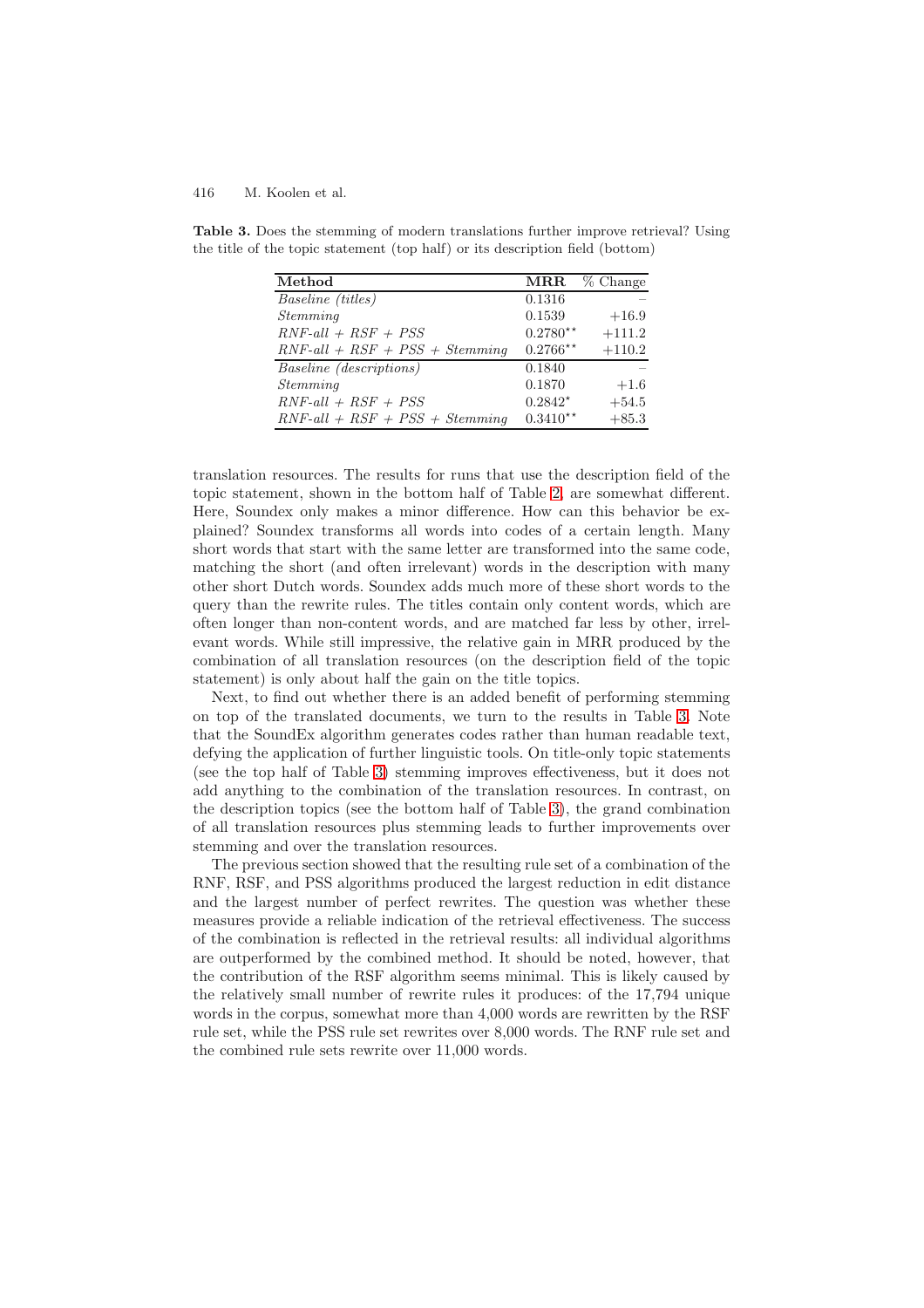**Table 3.** Does the stemming of modern translations further improve retrieval? Using the title of the topic statement (top half) or its description field (bottom)

| Method | MRR | % Change |
|---|---|---|
| *Baseline (titles)* | 0.1316 | – |
| *Stemming* | 0.1539 | +16.9 |
| *RNF-all + RSF + PSS* | $0.2780^{\star\star}$ | +111.2 |
| *RNF-all + RSF + PSS + Stemming* | $0.2766^{\star\star}$ | +110.2 |
| *Baseline (descriptions)* | 0.1840 | – |
| *Stemming* | 0.1870 | +1.6 |
| *RNF-all + RSF + PSS* | $0.2842^{\star}$ | +54.5 |
| *RNF-all + RSF + PSS + Stemming* | $0.3410^{\star\star}$ | +85.3 |

translation resources. The results for runs that use the description field of the topic statement, shown in the bottom half of Table 2, are somewhat different. Here, Soundex only makes a minor difference. How can this behavior be explained? Soundex transforms all words into codes of a certain length. Many short words that start with the same letter are transformed into the same code, matching the short (and often irrelevant) words in the description with many other short Dutch words. Soundex adds much more of these short words to the query than the rewrite rules. The titles contain only content words, which are often longer than non-content words, and are matched far less by other, irrelevant words. While still impressive, the relative gain in MRR produced by the combination of all translation resources (on the description field of the topic statement) is only about half the gain on the title topics.

Next, to find out whether there is an added benefit of performing stemming on top of the translated documents, we turn to the results in Table 3. Note that the SoundEx algorithm generates codes rather than human readable text, defying the application of further linguistic tools. On title-only topic statements (see the top half of Table 3) stemming improves effectiveness, but it does not add anything to the combination of the translation resources. In contrast, on the description topics (see the bottom half of Table 3), the grand combination of all translation resources plus stemming leads to further improvements over stemming and over the translation resources.

The previous section showed that the resulting rule set of a combination of the RNF, RSF, and PSS algorithms produced the largest reduction in edit distance and the largest number of perfect rewrites. The question was whether these measures provide a reliable indication of the retrieval effectiveness. The success of the combination is reflected in the retrieval results: all individual algorithms are outperformed by the combined method. It should be noted, however, that the contribution of the RSF algorithm seems minimal. This is likely caused by the relatively small number of rewrite rules it produces: of the 17,794 unique words in the corpus, somewhat more than 4,000 words are rewritten by the RSF rule set, while the PSS rule set rewrites over 8,000 words. The RNF rule set and the combined rule sets rewrite over 11,000 words.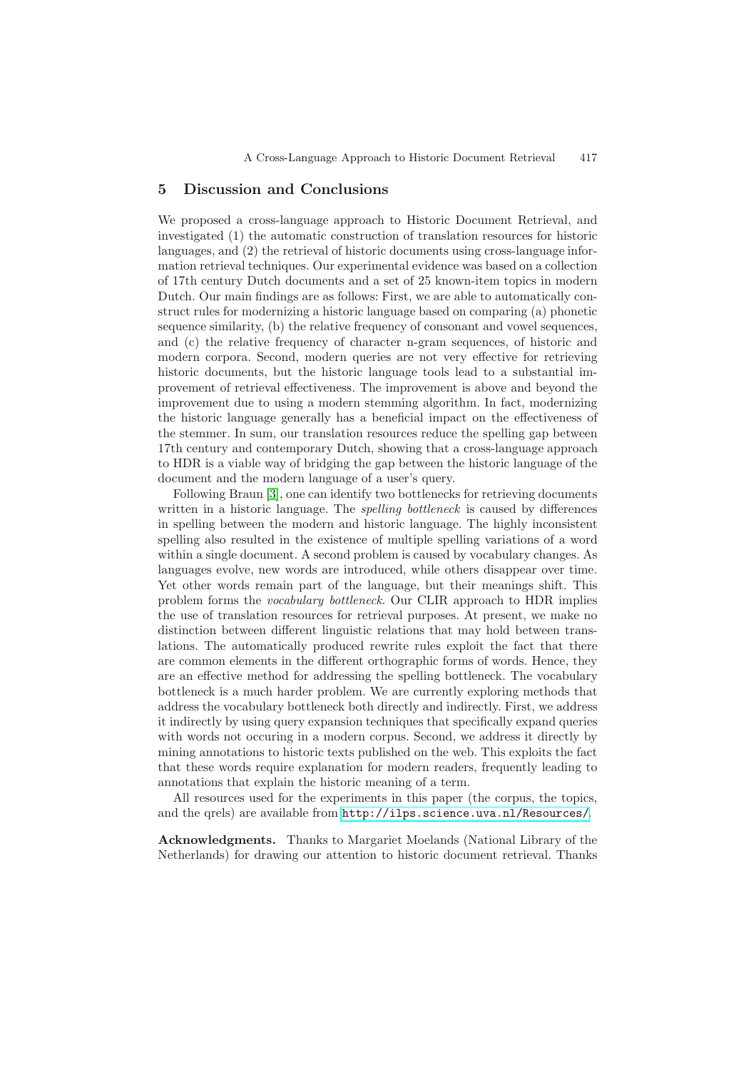## 5 Discussion and Conclusions

We proposed a cross-language approach to Historic Document Retrieval, and investigated (1) the automatic construction of translation resources for historic languages, and (2) the retrieval of historic documents using cross-language information retrieval techniques. Our experimental evidence was based on a collection of 17th century Dutch documents and a set of 25 known-item topics in modern Dutch. Our main findings are as follows: First, we are able to automatically construct rules for modernizing a historic language based on comparing (a) phonetic sequence similarity, (b) the relative frequency of consonant and vowel sequences, and (c) the relative frequency of character n-gram sequences, of historic and modern corpora. Second, modern queries are not very effective for retrieving historic documents, but the historic language tools lead to a substantial improvement of retrieval effectiveness. The improvement is above and beyond the improvement due to using a modern stemming algorithm. In fact, modernizing the historic language generally has a beneficial impact on the effectiveness of the stemmer. In sum, our translation resources reduce the spelling gap between 17th century and contemporary Dutch, showing that a cross-language approach to HDR is a viable way of bridging the gap between the historic language of the document and the modern language of a user's query.

Following Braun [3], one can identify two bottlenecks for retrieving documents written in a historic language. The *spelling bottleneck* is caused by differences in spelling between the modern and historic language. The highly inconsistent spelling also resulted in the existence of multiple spelling variations of a word within a single document. A second problem is caused by vocabulary changes. As languages evolve, new words are introduced, while others disappear over time. Yet other words remain part of the language, but their meanings shift. This problem forms the *vocabulary bottleneck*. Our CLIR approach to HDR implies the use of translation resources for retrieval purposes. At present, we make no distinction between different linguistic relations that may hold between translations. The automatically produced rewrite rules exploit the fact that there are common elements in the different orthographic forms of words. Hence, they are an effective method for addressing the spelling bottleneck. The vocabulary bottleneck is a much harder problem. We are currently exploring methods that address the vocabulary bottleneck both directly and indirectly. First, we address it indirectly by using query expansion techniques that specifically expand queries with words not occuring in a modern corpus. Second, we address it directly by mining annotations to historic texts published on the web. This exploits the fact that these words require explanation for modern readers, frequently leading to annotations that explain the historic meaning of a term.

All resources used for the experiments in this paper (the corpus, the topics, and the qrels) are available from http://ilps.science.uva.nl/Resources/.

**Acknowledgments.** Thanks to Margariet Moelands (National Library of the Netherlands) for drawing our attention to historic document retrieval. Thanks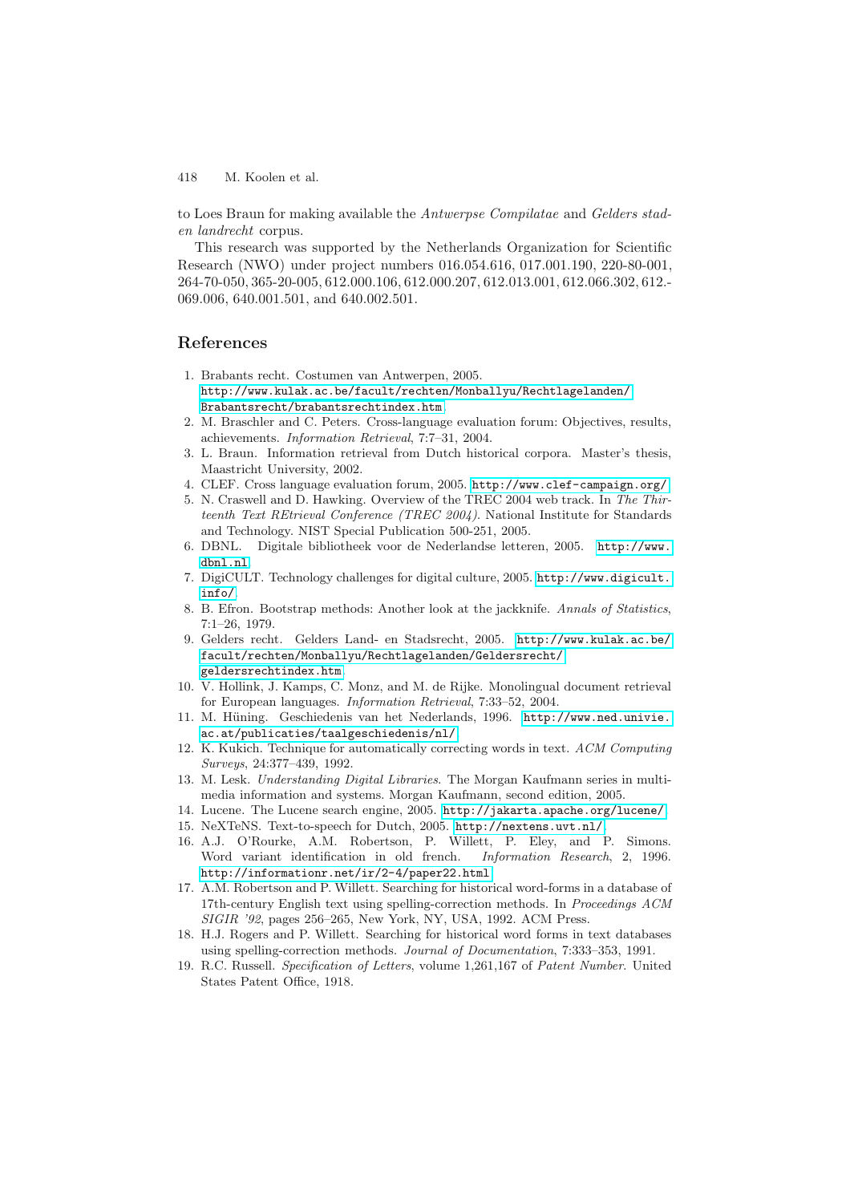to Loes Braun for making available the *Antwerpse Compilatae* and *Gelders stad-en landrecht* corpus.

This research was supported by the Netherlands Organization for Scientific Research (NWO) under project numbers 016.054.616, 017.001.190, 220-80-001, 264-70-050, 365-20-005, 612.000.106, 612.000.207, 612.013.001, 612.066.302, 612.-069.006, 640.001.501, and 640.002.501.

## References

1. Brabants recht. Costumen van Antwerpen, 2005. http://www.kulak.ac.be/facult/rechten/Monballyu/Rechtlagelanden/Brabantsrecht/brabantsrechtindex.htm
2. M. Braschler and C. Peters. Cross-language evaluation forum: Objectives, results, achievements. *Information Retrieval*, 7:7–31, 2004.
3. L. Braun. Information retrieval from Dutch historical corpora. Master's thesis, Maastricht University, 2002.
4. CLEF. Cross language evaluation forum, 2005. http://www.clef-campaign.org/
5. N. Craswell and D. Hawking. Overview of the TREC 2004 web track. In *The Thirteenth Text REtrieval Conference (TREC 2004)*. National Institute for Standards and Technology. NIST Special Publication 500-251, 2005.
6. DBNL. Digitale bibliotheek voor de Nederlandse letteren, 2005. http://www.dbnl.nl
7. DigiCULT. Technology challenges for digital culture, 2005. http://www.digicult.info/
8. B. Efron. Bootstrap methods: Another look at the jackknife. *Annals of Statistics*, 7:1–26, 1979.
9. Gelders recht. Gelders Land- en Stadsrecht, 2005. http://www.kulak.ac.be/facult/rechten/Monballyu/Rechtlagelanden/Geldersrecht/geldersrechtindex.htm
10. V. Hollink, J. Kamps, C. Monz, and M. de Rijke. Monolingual document retrieval for European languages. *Information Retrieval*, 7:33–52, 2004.
11. M. Hüning. Geschiedenis van het Nederlands, 1996. http://www.ned.univie.ac.at/publicaties/taalgeschiedenis/nl/
12. K. Kukich. Technique for automatically correcting words in text. *ACM Computing Surveys*, 24:377–439, 1992.
13. M. Lesk. *Understanding Digital Libraries*. The Morgan Kaufmann series in multimedia information and systems. Morgan Kaufmann, second edition, 2005.
14. Lucene. The Lucene search engine, 2005. http://jakarta.apache.org/lucene/
15. NeXTeNS. Text-to-speech for Dutch, 2005. http://nextens.uvt.nl/
16. A.J. O'Rourke, A.M. Robertson, P. Willett, P. Eley, and P. Simons. Word variant identification in old french. *Information Research*, 2, 1996. http://informationr.net/ir/2-4/paper22.html
17. A.M. Robertson and P. Willett. Searching for historical word-forms in a database of 17th-century English text using spelling-correction methods. In *Proceedings ACM SIGIR '92*, pages 256–265, New York, NY, USA, 1992. ACM Press.
18. H.J. Rogers and P. Willett. Searching for historical word forms in text databases using spelling-correction methods. *Journal of Documentation*, 7:333–353, 1991.
19. R.C. Russell. *Specification of Letters*, volume 1,261,167 of *Patent Number*. United States Patent Office, 1918.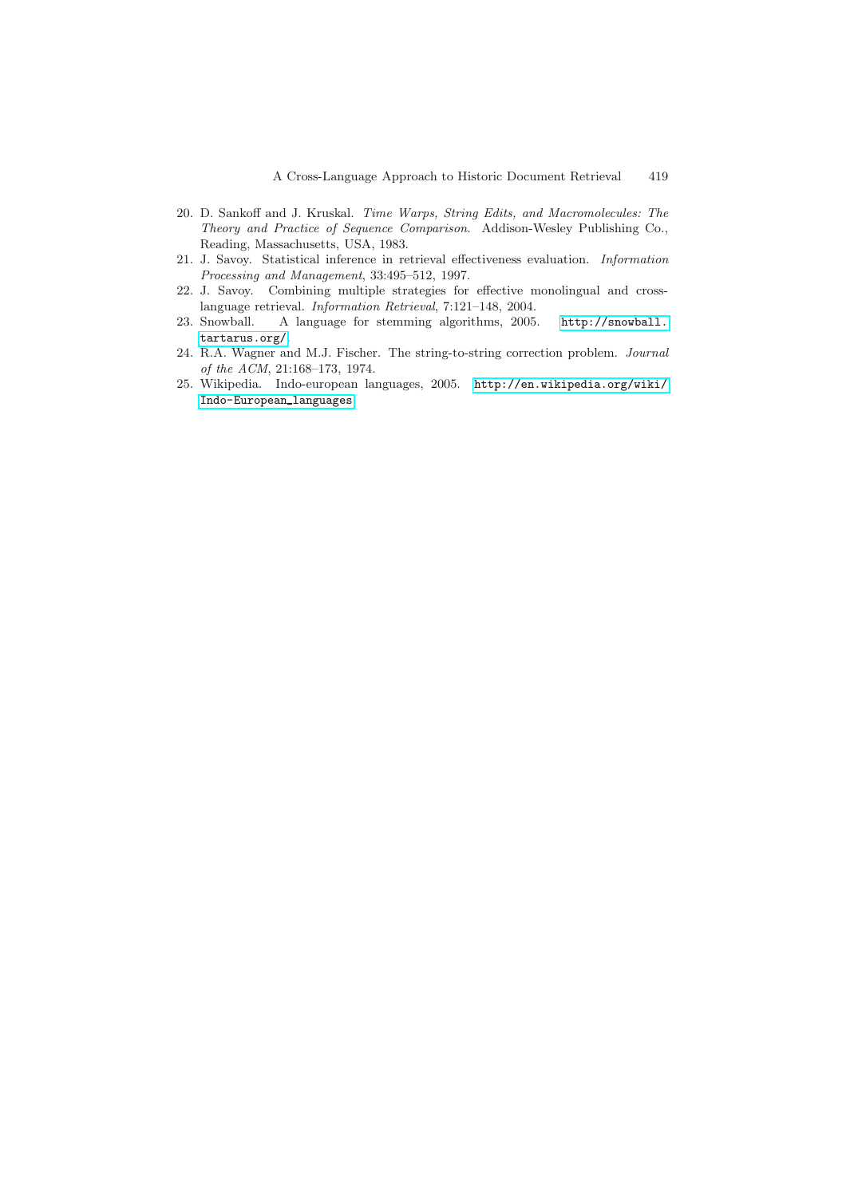20. D. Sankoff and J. Kruskal. *Time Warps, String Edits, and Macromolecules: The Theory and Practice of Sequence Comparison*. Addison-Wesley Publishing Co., Reading, Massachusetts, USA, 1983.
21. J. Savoy. Statistical inference in retrieval effectiveness evaluation. *Information Processing and Management*, 33:495–512, 1997.
22. J. Savoy. Combining multiple strategies for effective monolingual and cross-language retrieval. *Information Retrieval*, 7:121–148, 2004.
23. Snowball. A language for stemming algorithms, 2005. http://snowball.tartarus.org/
24. R.A. Wagner and M.J. Fischer. The string-to-string correction problem. *Journal of the ACM*, 21:168–173, 1974.
25. Wikipedia. Indo-european languages, 2005. http://en.wikipedia.org/wiki/Indo-European_languages